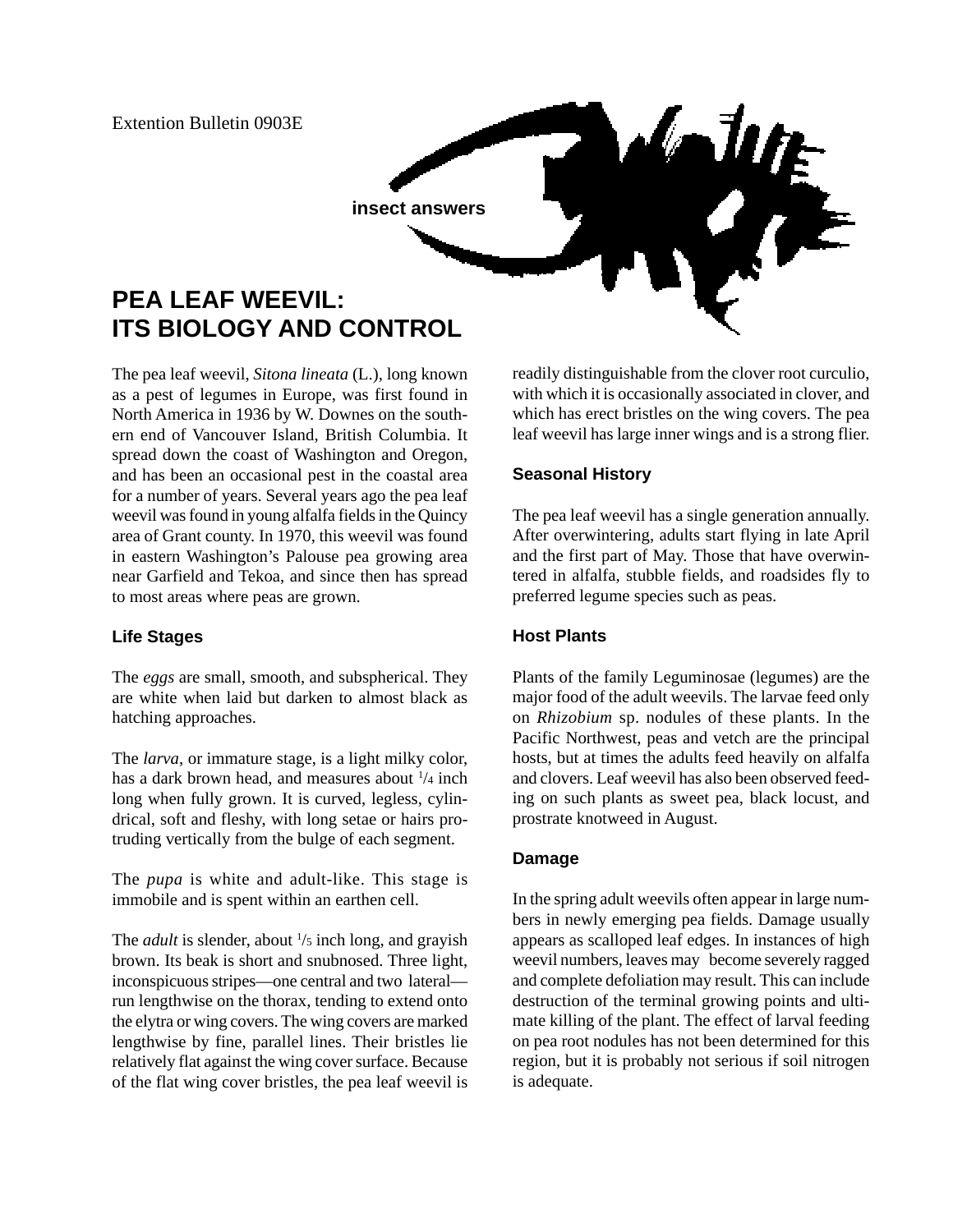Extention Bulletin 0903E

insect answers

# PEA LEAF WEEVIL: ITS BIOLOGY AND CONTROL

The pea leaf weevil, *Sitona lineata* (L.), long known as a pest of legumes in Europe, was first found in North America in 1936 by W. Downes on the southern end of Vancouver Island, British Columbia. It spread down the coast of Washington and Oregon, and has been an occasional pest in the coastal area for a number of years. Several years ago the pea leaf weevil was found in young alfalfa fields in the Quincy area of Grant county. In 1970, this weevil was found in eastern Washington's Palouse pea growing area near Garfield and Tekoa, and since then has spread to most areas where peas are grown.

### Life Stages

The *eggs* are small, smooth, and subspherical. They are white when laid but darken to almost black as hatching approaches.

The *larva*, or immature stage, is a light milky color, has a dark brown head, and measures about 1/4 inch long when fully grown. It is curved, legless, cylindrical, soft and fleshy, with long setae or hairs protruding vertically from the bulge of each segment.

The *pupa* is white and adult-like. This stage is immobile and is spent within an earthen cell.

The *adult* is slender, about 1/5 inch long, and grayish brown. Its beak is short and snubnosed. Three light, inconspicuous stripes—one central and two lateral—run lengthwise on the thorax, tending to extend onto the elytra or wing covers. The wing covers are marked lengthwise by fine, parallel lines. Their bristles lie relatively flat against the wing cover surface. Because of the flat wing cover bristles, the pea leaf weevil is readily distinguishable from the clover root curculio, with which it is occasionally associated in clover, and which has erect bristles on the wing covers. The pea leaf weevil has large inner wings and is a strong flier.

### Seasonal History

The pea leaf weevil has a single generation annually. After overwintering, adults start flying in late April and the first part of May. Those that have overwintered in alfalfa, stubble fields, and roadsides fly to preferred legume species such as peas.

### Host Plants

Plants of the family Leguminosae (legumes) are the major food of the adult weevils. The larvae feed only on *Rhizobium* sp. nodules of these plants. In the Pacific Northwest, peas and vetch are the principal hosts, but at times the adults feed heavily on alfalfa and clovers. Leaf weevil has also been observed feeding on such plants as sweet pea, black locust, and prostrate knotweed in August.

### Damage

In the spring adult weevils often appear in large numbers in newly emerging pea fields. Damage usually appears as scalloped leaf edges. In instances of high weevil numbers, leaves may become severely ragged and complete defoliation may result. This can include destruction of the terminal growing points and ultimate killing of the plant. The effect of larval feeding on pea root nodules has not been determined for this region, but it is probably not serious if soil nitrogen is adequate.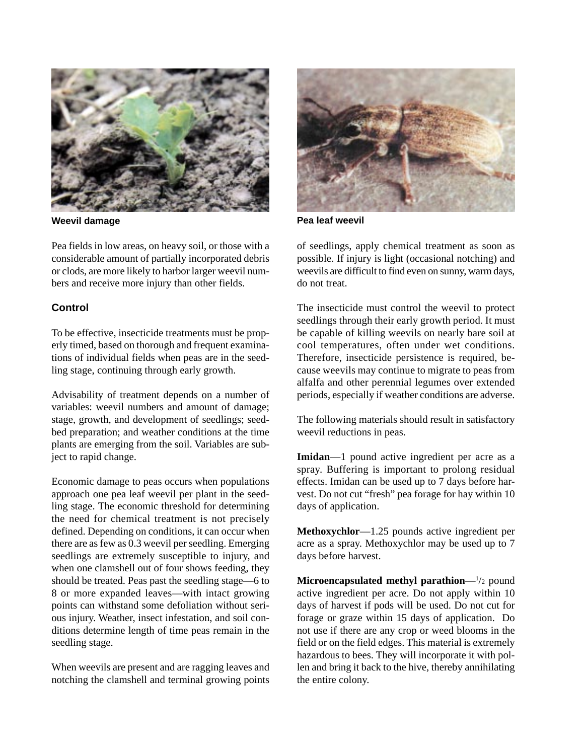Weevil damage

Pea leaf weevil

Pea fields in low areas, on heavy soil, or those with a considerable amount of partially incorporated debris or clods, are more likely to harbor larger weevil numbers and receive more injury than other fields.

## Control

To be effective, insecticide treatments must be properly timed, based on thorough and frequent examinations of individual fields when peas are in the seedling stage, continuing through early growth.

Advisability of treatment depends on a number of variables: weevil numbers and amount of damage; stage, growth, and development of seedlings; seedbed preparation; and weather conditions at the time plants are emerging from the soil. Variables are subject to rapid change.

Economic damage to peas occurs when populations approach one pea leaf weevil per plant in the seedling stage. The economic threshold for determining the need for chemical treatment is not precisely defined. Depending on conditions, it can occur when there are as few as 0.3 weevil per seedling. Emerging seedlings are extremely susceptible to injury, and when one clamshell out of four shows feeding, they should be treated. Peas past the seedling stage—6 to 8 or more expanded leaves—with intact growing points can withstand some defoliation without serious injury. Weather, insect infestation, and soil conditions determine length of time peas remain in the seedling stage.

When weevils are present and are ragging leaves and notching the clamshell and terminal growing points of seedlings, apply chemical treatment as soon as possible. If injury is light (occasional notching) and weevils are difficult to find even on sunny, warm days, do not treat.

The insecticide must control the weevil to protect seedlings through their early growth period. It must be capable of killing weevils on nearly bare soil at cool temperatures, often under wet conditions. Therefore, insecticide persistence is required, because weevils may continue to migrate to peas from alfalfa and other perennial legumes over extended periods, especially if weather conditions are adverse.

The following materials should result in satisfactory weevil reductions in peas.

**Imidan**—1 pound active ingredient per acre as a spray. Buffering is important to prolong residual effects. Imidan can be used up to 7 days before harvest. Do not cut "fresh" pea forage for hay within 10 days of application.

**Methoxychlor**—1.25 pounds active ingredient per acre as a spray. Methoxychlor may be used up to 7 days before harvest.

**Microencapsulated methyl parathion**—$^1/_2$ pound active ingredient per acre. Do not apply within 10 days of harvest if pods will be used. Do not cut for forage or graze within 15 days of application. Do not use if there are any crop or weed blooms in the field or on the field edges. This material is extremely hazardous to bees. They will incorporate it with pollen and bring it back to the hive, thereby annihilating the entire colony.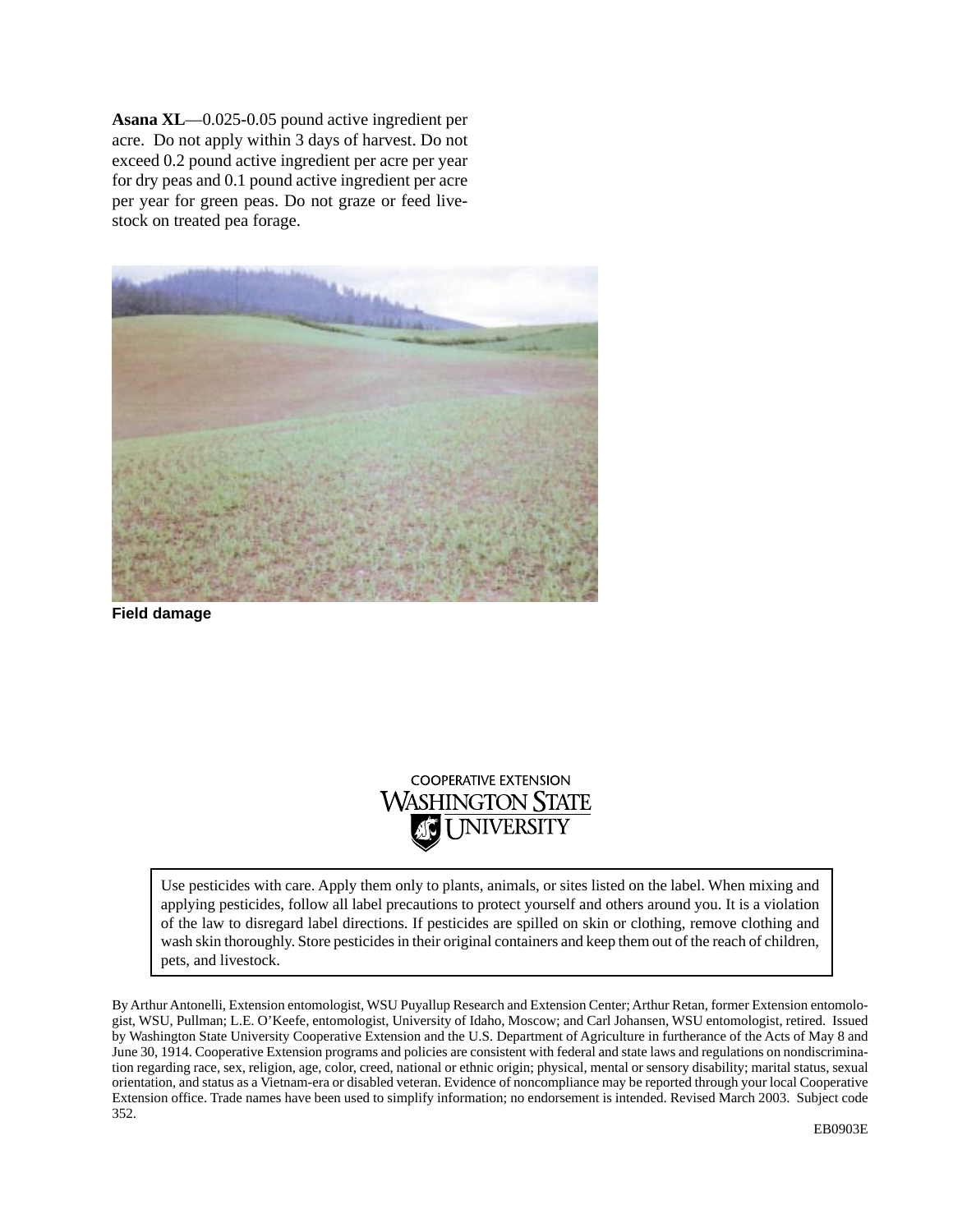**Asana XL**—0.025-0.05 pound active ingredient per acre. Do not apply within 3 days of harvest. Do not exceed 0.2 pound active ingredient per acre per year for dry peas and 0.1 pound active ingredient per acre per year for green peas. Do not graze or feed livestock on treated pea forage.

**Field damage**

COOPERATIVE EXTENSION
WASHINGTON STATE UNIVERSITY

Use pesticides with care. Apply them only to plants, animals, or sites listed on the label. When mixing and applying pesticides, follow all label precautions to protect yourself and others around you. It is a violation of the law to disregard label directions. If pesticides are spilled on skin or clothing, remove clothing and wash skin thoroughly. Store pesticides in their original containers and keep them out of the reach of children, pets, and livestock.

By Arthur Antonelli, Extension entomologist, WSU Puyallup Research and Extension Center; Arthur Retan, former Extension entomologist, WSU, Pullman; L.E. O'Keefe, entomologist, University of Idaho, Moscow; and Carl Johansen, WSU entomologist, retired. Issued by Washington State University Cooperative Extension and the U.S. Department of Agriculture in furtherance of the Acts of May 8 and June 30, 1914. Cooperative Extension programs and policies are consistent with federal and state laws and regulations on nondiscrimination regarding race, sex, religion, age, color, creed, national or ethnic origin; physical, mental or sensory disability; marital status, sexual orientation, and status as a Vietnam-era or disabled veteran. Evidence of noncompliance may be reported through your local Cooperative Extension office. Trade names have been used to simplify information; no endorsement is intended. Revised March 2003. Subject code 352.

EB0903E